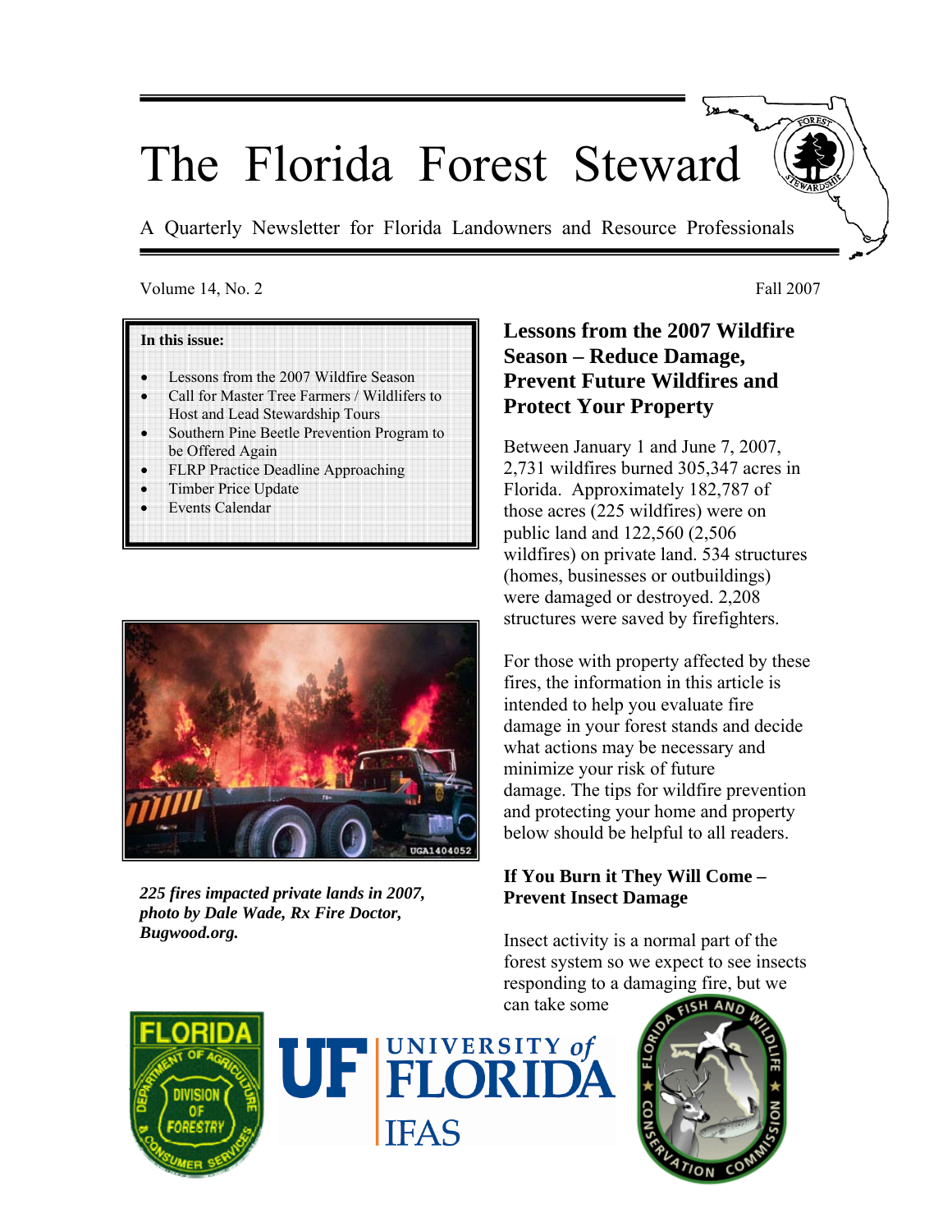# The Florida Forest Steward

A Quarterly Newsletter for Florida Landowners and Resource Professionals

Volume 14, No. 2 Fall 2007

**In this issue:**

- Lessons from the 2007 Wildfire Season
- Call for Master Tree Farmers / Wildlifers to Host and Lead Stewardship Tours
- Southern Pine Beetle Prevention Program to be Offered Again
- FLRP Practice Deadline Approaching
- Timber Price Update
- Events Calendar

*225 fires impacted private lands in 2007, photo by Dale Wade, Rx Fire Doctor, Bugwood.org.*

## Lessons from the 2007 Wildfire Season – Reduce Damage, Prevent Future Wildfires and Protect Your Property

Between January 1 and June 7, 2007, 2,731 wildfires burned 305,347 acres in Florida. Approximately 182,787 of those acres (225 wildfires) were on public land and 122,560 (2,506 wildfires) on private land. 534 structures (homes, businesses or outbuildings) were damaged or destroyed. 2,208 structures were saved by firefighters.

For those with property affected by these fires, the information in this article is intended to help you evaluate fire damage in your forest stands and decide what actions may be necessary and minimize your risk of future damage. The tips for wildfire prevention and protecting your home and property below should be helpful to all readers.

### If You Burn it They Will Come – Prevent Insect Damage

Insect activity is a normal part of the forest system so we expect to see insects responding to a damaging fire, but we can take some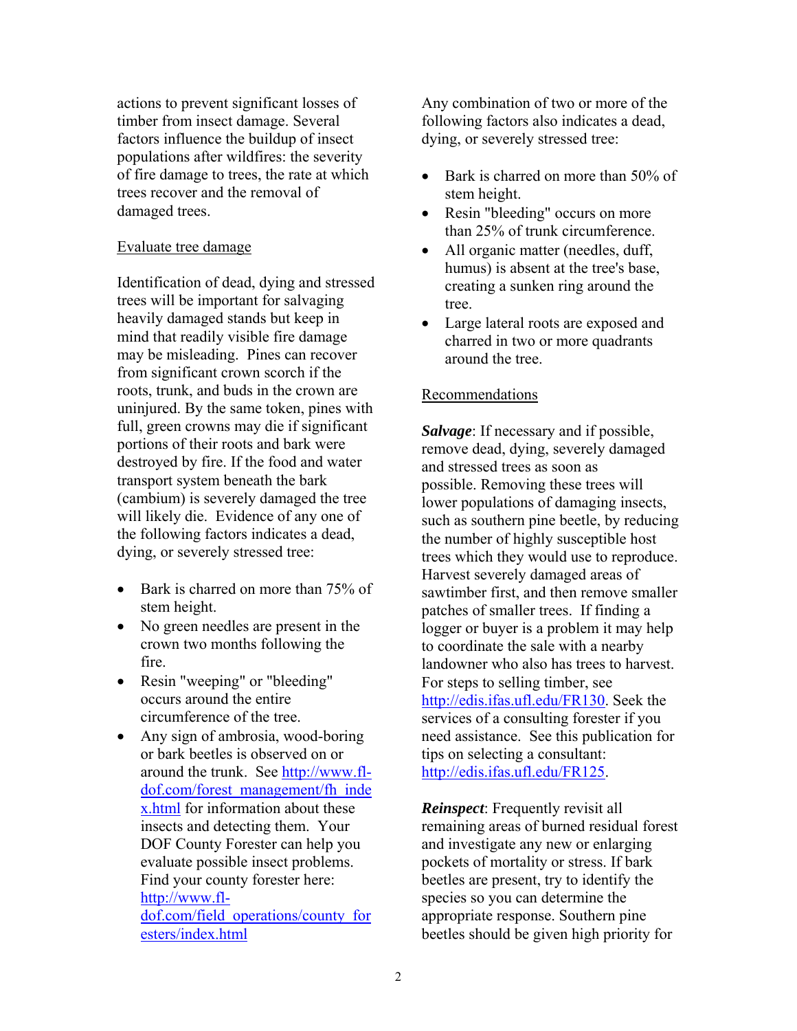actions to prevent significant losses of timber from insect damage. Several factors influence the buildup of insect populations after wildfires: the severity of fire damage to trees, the rate at which trees recover and the removal of damaged trees.

Evaluate tree damage

Identification of dead, dying and stressed trees will be important for salvaging heavily damaged stands but keep in mind that readily visible fire damage may be misleading. Pines can recover from significant crown scorch if the roots, trunk, and buds in the crown are uninjured. By the same token, pines with full, green crowns may die if significant portions of their roots and bark were destroyed by fire. If the food and water transport system beneath the bark (cambium) is severely damaged the tree will likely die. Evidence of any one of the following factors indicates a dead, dying, or severely stressed tree:

- Bark is charred on more than 75% of stem height.
- No green needles are present in the crown two months following the fire.
- Resin "weeping" or "bleeding" occurs around the entire circumference of the tree.
- Any sign of ambrosia, wood-boring or bark beetles is observed on or around the trunk. See http://www.fl-dof.com/forest_management/fh_index.html for information about these insects and detecting them. Your DOF County Forester can help you evaluate possible insect problems. Find your county forester here: http://www.fl-dof.com/field_operations/county_foresters/index.html

Any combination of two or more of the following factors also indicates a dead, dying, or severely stressed tree:

- Bark is charred on more than 50% of stem height.
- Resin "bleeding" occurs on more than 25% of trunk circumference.
- All organic matter (needles, duff, humus) is absent at the tree's base, creating a sunken ring around the tree.
- Large lateral roots are exposed and charred in two or more quadrants around the tree.

Recommendations

***Salvage***: If necessary and if possible, remove dead, dying, severely damaged and stressed trees as soon as possible. Removing these trees will lower populations of damaging insects, such as southern pine beetle, by reducing the number of highly susceptible host trees which they would use to reproduce. Harvest severely damaged areas of sawtimber first, and then remove smaller patches of smaller trees. If finding a logger or buyer is a problem it may help to coordinate the sale with a nearby landowner who also has trees to harvest. For steps to selling timber, see http://edis.ifas.ufl.edu/FR130. Seek the services of a consulting forester if you need assistance. See this publication for tips on selecting a consultant: http://edis.ifas.ufl.edu/FR125.

***Reinspect***: Frequently revisit all remaining areas of burned residual forest and investigate any new or enlarging pockets of mortality or stress. If bark beetles are present, try to identify the species so you can determine the appropriate response. Southern pine beetles should be given high priority for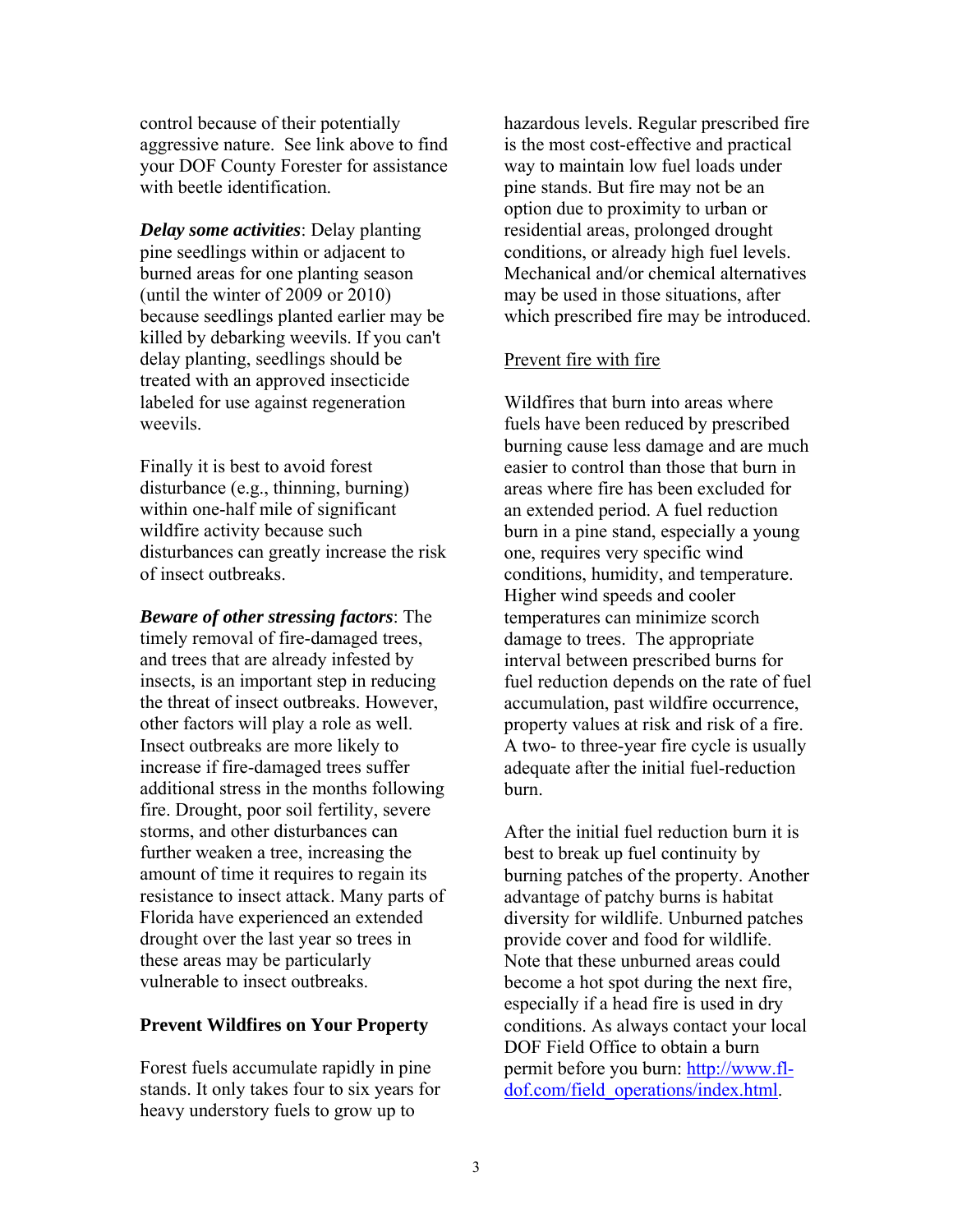control because of their potentially aggressive nature. See link above to find your DOF County Forester for assistance with beetle identification.

***Delay some activities***: Delay planting pine seedlings within or adjacent to burned areas for one planting season (until the winter of 2009 or 2010) because seedlings planted earlier may be killed by debarking weevils. If you can't delay planting, seedlings should be treated with an approved insecticide labeled for use against regeneration weevils.

Finally it is best to avoid forest disturbance (e.g., thinning, burning) within one-half mile of significant wildfire activity because such disturbances can greatly increase the risk of insect outbreaks.

***Beware of other stressing factors***: The timely removal of fire-damaged trees, and trees that are already infested by insects, is an important step in reducing the threat of insect outbreaks. However, other factors will play a role as well. Insect outbreaks are more likely to increase if fire-damaged trees suffer additional stress in the months following fire. Drought, poor soil fertility, severe storms, and other disturbances can further weaken a tree, increasing the amount of time it requires to regain its resistance to insect attack. Many parts of Florida have experienced an extended drought over the last year so trees in these areas may be particularly vulnerable to insect outbreaks.

## Prevent Wildfires on Your Property

Forest fuels accumulate rapidly in pine stands. It only takes four to six years for heavy understory fuels to grow up to hazardous levels. Regular prescribed fire is the most cost-effective and practical way to maintain low fuel loads under pine stands. But fire may not be an option due to proximity to urban or residential areas, prolonged drought conditions, or already high fuel levels. Mechanical and/or chemical alternatives may be used in those situations, after which prescribed fire may be introduced.

<u>Prevent fire with fire</u>

Wildfires that burn into areas where fuels have been reduced by prescribed burning cause less damage and are much easier to control than those that burn in areas where fire has been excluded for an extended period. A fuel reduction burn in a pine stand, especially a young one, requires very specific wind conditions, humidity, and temperature. Higher wind speeds and cooler temperatures can minimize scorch damage to trees. The appropriate interval between prescribed burns for fuel reduction depends on the rate of fuel accumulation, past wildfire occurrence, property values at risk and risk of a fire. A two- to three-year fire cycle is usually adequate after the initial fuel-reduction burn.

After the initial fuel reduction burn it is best to break up fuel continuity by burning patches of the property. Another advantage of patchy burns is habitat diversity for wildlife. Unburned patches provide cover and food for wildlife. Note that these unburned areas could become a hot spot during the next fire, especially if a head fire is used in dry conditions. As always contact your local DOF Field Office to obtain a burn permit before you burn: http://www.fl-dof.com/field_operations/index.html.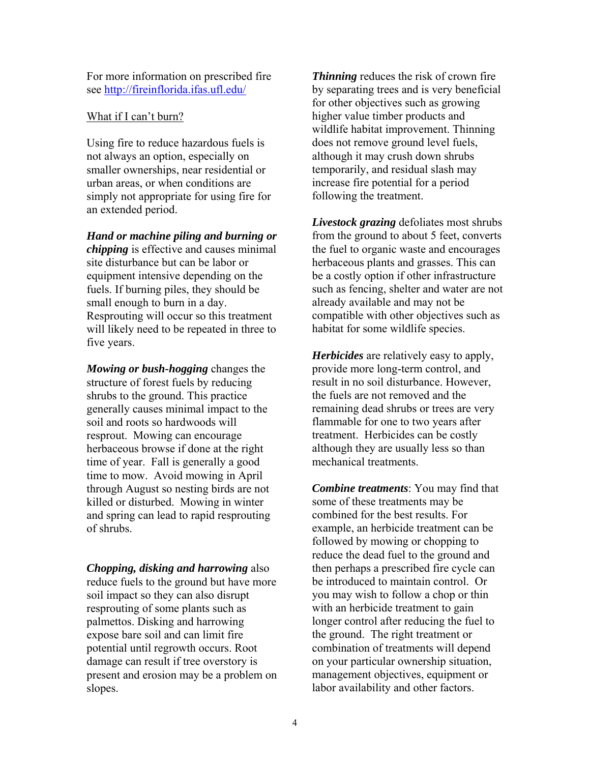For more information on prescribed fire see http://fireinflorida.ifas.ufl.edu/

What if I can't burn?

Using fire to reduce hazardous fuels is not always an option, especially on smaller ownerships, near residential or urban areas, or when conditions are simply not appropriate for using fire for an extended period.

***Hand or machine piling and burning or chipping*** is effective and causes minimal site disturbance but can be labor or equipment intensive depending on the fuels. If burning piles, they should be small enough to burn in a day. Resprouting will occur so this treatment will likely need to be repeated in three to five years.

***Mowing or bush-hogging*** changes the structure of forest fuels by reducing shrubs to the ground. This practice generally causes minimal impact to the soil and roots so hardwoods will resprout. Mowing can encourage herbaceous browse if done at the right time of year. Fall is generally a good time to mow. Avoid mowing in April through August so nesting birds are not killed or disturbed. Mowing in winter and spring can lead to rapid resprouting of shrubs.

***Chopping, disking and harrowing*** also reduce fuels to the ground but have more soil impact so they can also disrupt resprouting of some plants such as palmettos. Disking and harrowing expose bare soil and can limit fire potential until regrowth occurs. Root damage can result if tree overstory is present and erosion may be a problem on slopes.

***Thinning*** reduces the risk of crown fire by separating trees and is very beneficial for other objectives such as growing higher value timber products and wildlife habitat improvement. Thinning does not remove ground level fuels, although it may crush down shrubs temporarily, and residual slash may increase fire potential for a period following the treatment.

***Livestock grazing*** defoliates most shrubs from the ground to about 5 feet, converts the fuel to organic waste and encourages herbaceous plants and grasses. This can be a costly option if other infrastructure such as fencing, shelter and water are not already available and may not be compatible with other objectives such as habitat for some wildlife species.

***Herbicides*** are relatively easy to apply, provide more long-term control, and result in no soil disturbance. However, the fuels are not removed and the remaining dead shrubs or trees are very flammable for one to two years after treatment. Herbicides can be costly although they are usually less so than mechanical treatments.

***Combine treatments***: You may find that some of these treatments may be combined for the best results. For example, an herbicide treatment can be followed by mowing or chopping to reduce the dead fuel to the ground and then perhaps a prescribed fire cycle can be introduced to maintain control. Or you may wish to follow a chop or thin with an herbicide treatment to gain longer control after reducing the fuel to the ground. The right treatment or combination of treatments will depend on your particular ownership situation, management objectives, equipment or labor availability and other factors.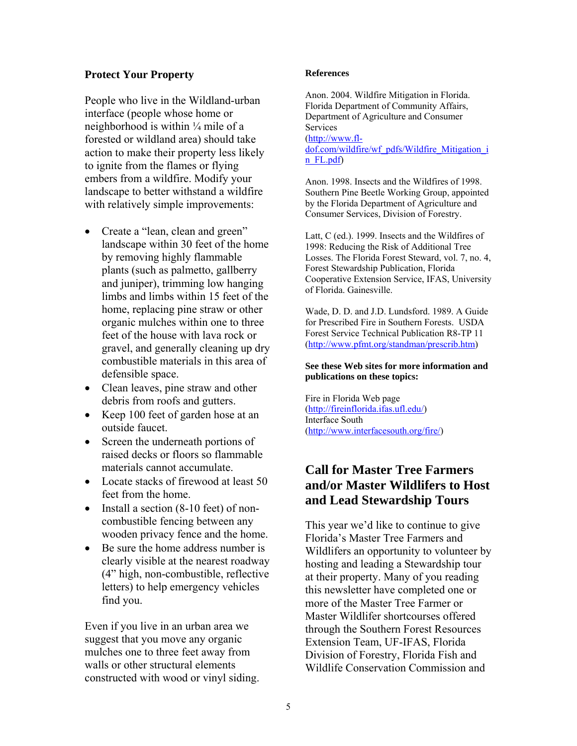## Protect Your Property

People who live in the Wildland-urban interface (people whose home or neighborhood is within ¼ mile of a forested or wildland area) should take action to make their property less likely to ignite from the flames or flying embers from a wildfire. Modify your landscape to better withstand a wildfire with relatively simple improvements:

- Create a "lean, clean and green" landscape within 30 feet of the home by removing highly flammable plants (such as palmetto, gallberry and juniper), trimming low hanging limbs and limbs within 15 feet of the home, replacing pine straw or other organic mulches within one to three feet of the house with lava rock or gravel, and generally cleaning up dry combustible materials in this area of defensible space.
- Clean leaves, pine straw and other debris from roofs and gutters.
- Keep 100 feet of garden hose at an outside faucet.
- Screen the underneath portions of raised decks or floors so flammable materials cannot accumulate.
- Locate stacks of firewood at least 50 feet from the home.
- Install a section (8-10 feet) of non-combustible fencing between any wooden privacy fence and the home.
- Be sure the home address number is clearly visible at the nearest roadway (4" high, non-combustible, reflective letters) to help emergency vehicles find you.

Even if you live in an urban area we suggest that you move any organic mulches one to three feet away from walls or other structural elements constructed with wood or vinyl siding.

### References

Anon. 2004. Wildfire Mitigation in Florida. Florida Department of Community Affairs, Department of Agriculture and Consumer Services (http://www.fl-dof.com/wildfire/wf_pdfs/Wildfire_Mitigation_in_FL.pdf)

Anon. 1998. Insects and the Wildfires of 1998. Southern Pine Beetle Working Group, appointed by the Florida Department of Agriculture and Consumer Services, Division of Forestry.

Latt, C (ed.). 1999. Insects and the Wildfires of 1998: Reducing the Risk of Additional Tree Losses. The Florida Forest Steward, vol. 7, no. 4, Forest Stewardship Publication, Florida Cooperative Extension Service, IFAS, University of Florida. Gainesville.

Wade, D. D. and J.D. Lundsford. 1989. A Guide for Prescribed Fire in Southern Forests. USDA Forest Service Technical Publication R8-TP 11 (http://www.pfmt.org/standman/prescrib.htm)

**See these Web sites for more information and publications on these topics:**

Fire in Florida Web page (http://fireinflorida.ifas.ufl.edu/)
Interface South (http://www.interfacesouth.org/fire/)

## Call for Master Tree Farmers and/or Master Wildlifers to Host and Lead Stewardship Tours

This year we'd like to continue to give Florida's Master Tree Farmers and Wildlifers an opportunity to volunteer by hosting and leading a Stewardship tour at their property. Many of you reading this newsletter have completed one or more of the Master Tree Farmer or Master Wildlifer shortcourses offered through the Southern Forest Resources Extension Team, UF-IFAS, Florida Division of Forestry, Florida Fish and Wildlife Conservation Commission and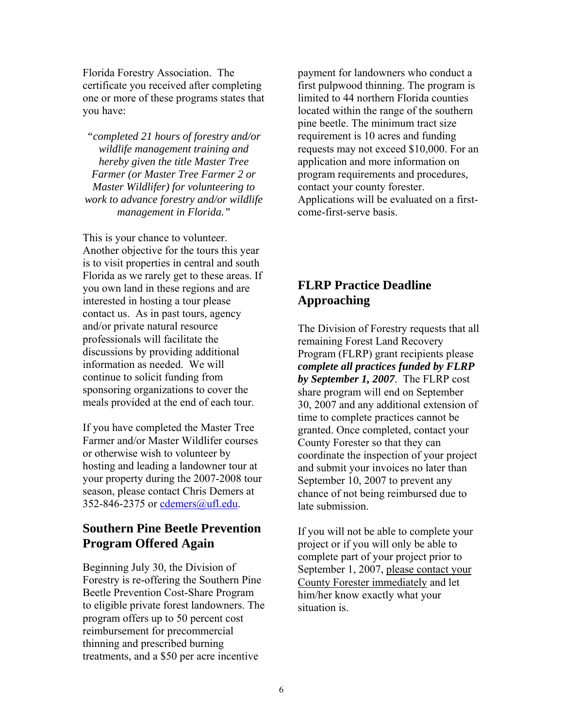Florida Forestry Association. The certificate you received after completing one or more of these programs states that you have:

*"completed 21 hours of forestry and/or wildlife management training and hereby given the title Master Tree Farmer (or Master Tree Farmer 2 or Master Wildlifer) for volunteering to work to advance forestry and/or wildlife management in Florida."*

This is your chance to volunteer. Another objective for the tours this year is to visit properties in central and south Florida as we rarely get to these areas. If you own land in these regions and are interested in hosting a tour please contact us. As in past tours, agency and/or private natural resource professionals will facilitate the discussions by providing additional information as needed. We will continue to solicit funding from sponsoring organizations to cover the meals provided at the end of each tour.

If you have completed the Master Tree Farmer and/or Master Wildlifer courses or otherwise wish to volunteer by hosting and leading a landowner tour at your property during the 2007-2008 tour season, please contact Chris Demers at 352-846-2375 or cdemers@ufl.edu.

## Southern Pine Beetle Prevention Program Offered Again

Beginning July 30, the Division of Forestry is re-offering the Southern Pine Beetle Prevention Cost-Share Program to eligible private forest landowners. The program offers up to 50 percent cost reimbursement for precommercial thinning and prescribed burning treatments, and a $50 per acre incentive payment for landowners who conduct a first pulpwood thinning. The program is limited to 44 northern Florida counties located within the range of the southern pine beetle. The minimum tract size requirement is 10 acres and funding requests may not exceed $10,000. For an application and more information on program requirements and procedures, contact your county forester. Applications will be evaluated on a first-come-first-serve basis.

## FLRP Practice Deadline Approaching

The Division of Forestry requests that all remaining Forest Land Recovery Program (FLRP) grant recipients please ***complete all practices funded by FLRP by September 1, 2007***. The FLRP cost share program will end on September 30, 2007 and any additional extension of time to complete practices cannot be granted. Once completed, contact your County Forester so that they can coordinate the inspection of your project and submit your invoices no later than September 10, 2007 to prevent any chance of not being reimbursed due to late submission.

If you will not be able to complete your project or if you will only be able to complete part of your project prior to September 1, 2007, please contact your County Forester immediately and let him/her know exactly what your situation is.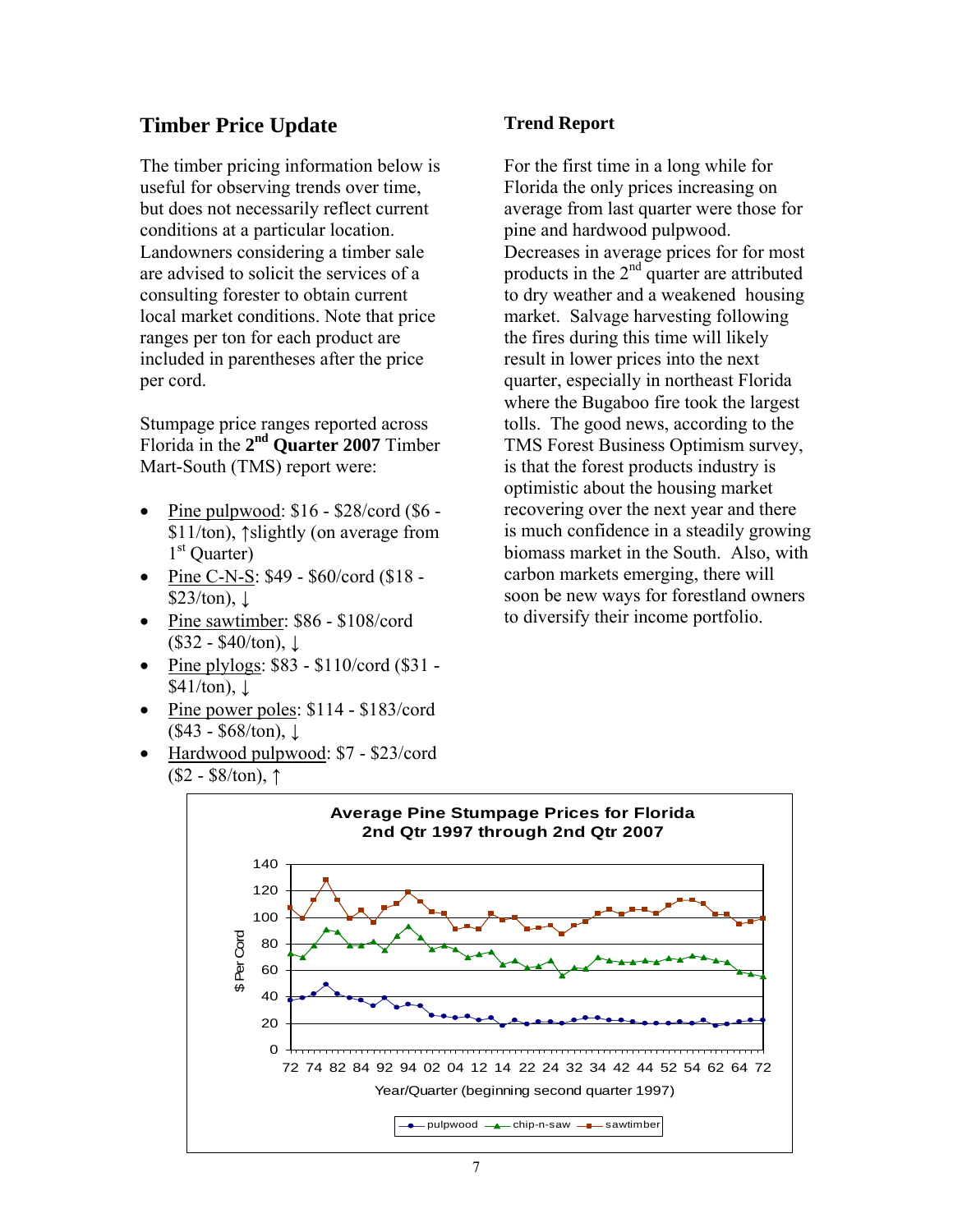## Timber Price Update

The timber pricing information below is useful for observing trends over time, but does not necessarily reflect current conditions at a particular location. Landowners considering a timber sale are advised to solicit the services of a consulting forester to obtain current local market conditions. Note that price ranges per ton for each product are included in parentheses after the price per cord.

Stumpage price ranges reported across Florida in the **2nd Quarter 2007** Timber Mart-South (TMS) report were:

- Pine pulpwood: $16 - $28/cord ($6 - $11/ton), ↑slightly (on average from 1st Quarter)
- Pine C-N-S: $49 - $60/cord ($18 - $23/ton), ↓
- Pine sawtimber: $86 - $108/cord ($32 - $40/ton), ↓
- Pine plylogs: $83 - $110/cord ($31 - $41/ton), ↓
- Pine power poles: $114 - $183/cord ($43 - $68/ton), ↓
- Hardwood pulpwood: $7 - $23/cord ($2 - $8/ton), ↑

### Trend Report

For the first time in a long while for Florida the only prices increasing on average from last quarter were those for pine and hardwood pulpwood. Decreases in average prices for for most products in the 2nd quarter are attributed to dry weather and a weakened housing market. Salvage harvesting following the fires during this time will likely result in lower prices into the next quarter, especially in northeast Florida where the Bugaboo fire took the largest tolls. The good news, according to the TMS Forest Business Optimism survey, is that the forest products industry is optimistic about the housing market recovering over the next year and there is much confidence in a steadily growing biomass market in the South. Also, with carbon markets emerging, there will soon be new ways for forestland owners to diversify their income portfolio.

Average Pine Stumpage Prices for Florida
2nd Qtr 1997 through 2nd Qtr 2007

$ Per Cord

140
120
100
80
60
40
20
0

72 74 82 84 92 94 02 04 12 14 22 24 32 34 42 44 52 54 62 64 72

Year/Quarter (beginning second quarter 1997)

pulpwood — chip-n-saw — sawtimber